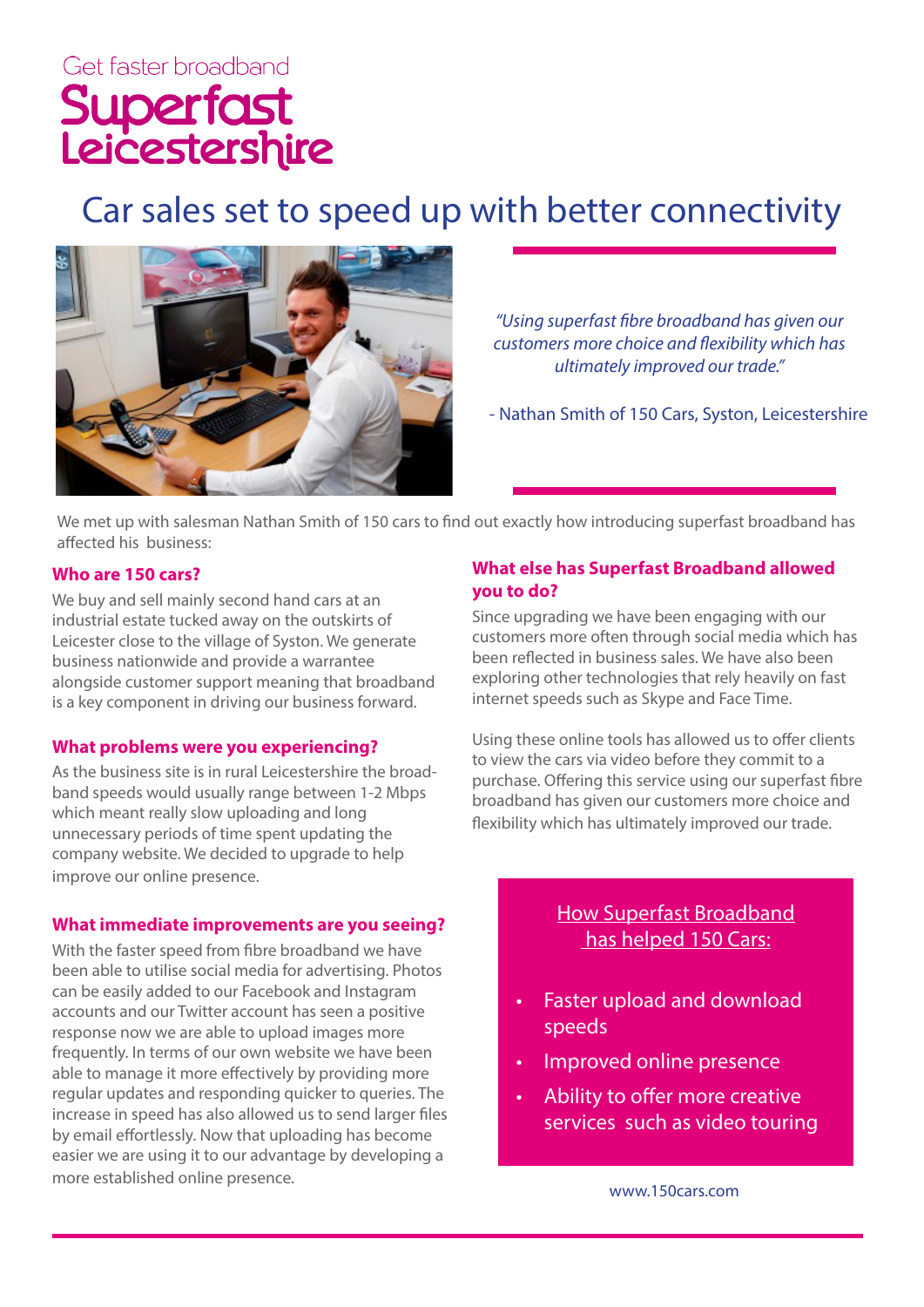Get faster broadband

# Superfast Leicestershire

## Car sales set to speed up with better connectivity

*"Using superfast fibre broadband has given our customers more choice and flexibility which has ultimately improved our trade."*

\- Nathan Smith of 150 Cars, Syston, Leicestershire

We met up with salesman Nathan Smith of 150 cars to find out exactly how introducing superfast broadband has affected his business:

### Who are 150 cars?

We buy and sell mainly second hand cars at an industrial estate tucked away on the outskirts of Leicester close to the village of Syston. We generate business nationwide and provide a warrantee alongside customer support meaning that broadband is a key component in driving our business forward.

### What problems were you experiencing?

As the business site is in rural Leicestershire the broadband speeds would usually range between 1-2 Mbps which meant really slow uploading and long unnecessary periods of time spent updating the company website. We decided to upgrade to help improve our online presence.

### What immediate improvements are you seeing?

With the faster speed from fibre broadband we have been able to utilise social media for advertising. Photos can be easily added to our Facebook and Instagram accounts and our Twitter account has seen a positive response now we are able to upload images more frequently. In terms of our own website we have been able to manage it more effectively by providing more regular updates and responding quicker to queries. The increase in speed has also allowed us to send larger files by email effortlessly. Now that uploading has become easier we are using it to our advantage by developing a more established online presence.

### What else has Superfast Broadband allowed you to do?

Since upgrading we have been engaging with our customers more often through social media which has been reflected in business sales. We have also been exploring other technologies that rely heavily on fast internet speeds such as Skype and Face Time.

Using these online tools has allowed us to offer clients to view the cars via video before they commit to a purchase. Offering this service using our superfast fibre broadband has given our customers more choice and flexibility which has ultimately improved our trade.

**How Superfast Broadband has helped 150 Cars:**

- Faster upload and download speeds
- Improved online presence
- Ability to offer more creative services such as video touring

www.150cars.com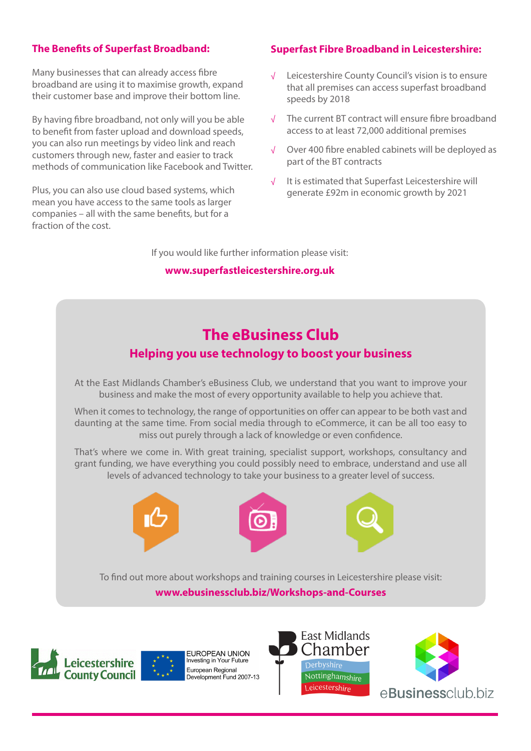## The Benefits of Superfast Broadband:

Many businesses that can already access fibre broadband are using it to maximise growth, expand their customer base and improve their bottom line.

By having fibre broadband, not only will you be able to benefit from faster upload and download speeds, you can also run meetings by video link and reach customers through new, faster and easier to track methods of communication like Facebook and Twitter.

Plus, you can also use cloud based systems, which mean you have access to the same tools as larger companies – all with the same benefits, but for a fraction of the cost.

## Superfast Fibre Broadband in Leicestershire:

- √ Leicestershire County Council's vision is to ensure that all premises can access superfast broadband speeds by 2018
- √ The current BT contract will ensure fibre broadband access to at least 72,000 additional premises
- √ Over 400 fibre enabled cabinets will be deployed as part of the BT contracts
- √ It is estimated that Superfast Leicestershire will generate £92m in economic growth by 2021

If you would like further information please visit:

**www.superfastleicestershire.org.uk**

# The eBusiness Club

### Helping you use technology to boost your business

At the East Midlands Chamber's eBusiness Club, we understand that you want to improve your business and make the most of every opportunity available to help you achieve that.

When it comes to technology, the range of opportunities on offer can appear to be both vast and daunting at the same time. From social media through to eCommerce, it can be all too easy to miss out purely through a lack of knowledge or even confidence.

That's where we come in. With great training, specialist support, workshops, consultancy and grant funding, we have everything you could possibly need to embrace, understand and use all levels of advanced technology to take your business to a greater level of success.

To find out more about workshops and training courses in Leicestershire please visit:

**www.ebusinessclub.biz/Workshops-and-Courses**

Leicestershire County Council

EUROPEAN UNION
Investing in Your Future
European Regional Development Fund 2007-13

East Midlands Chamber
Derbyshire
Nottinghamshire
Leicestershire

eBusinessclub.biz